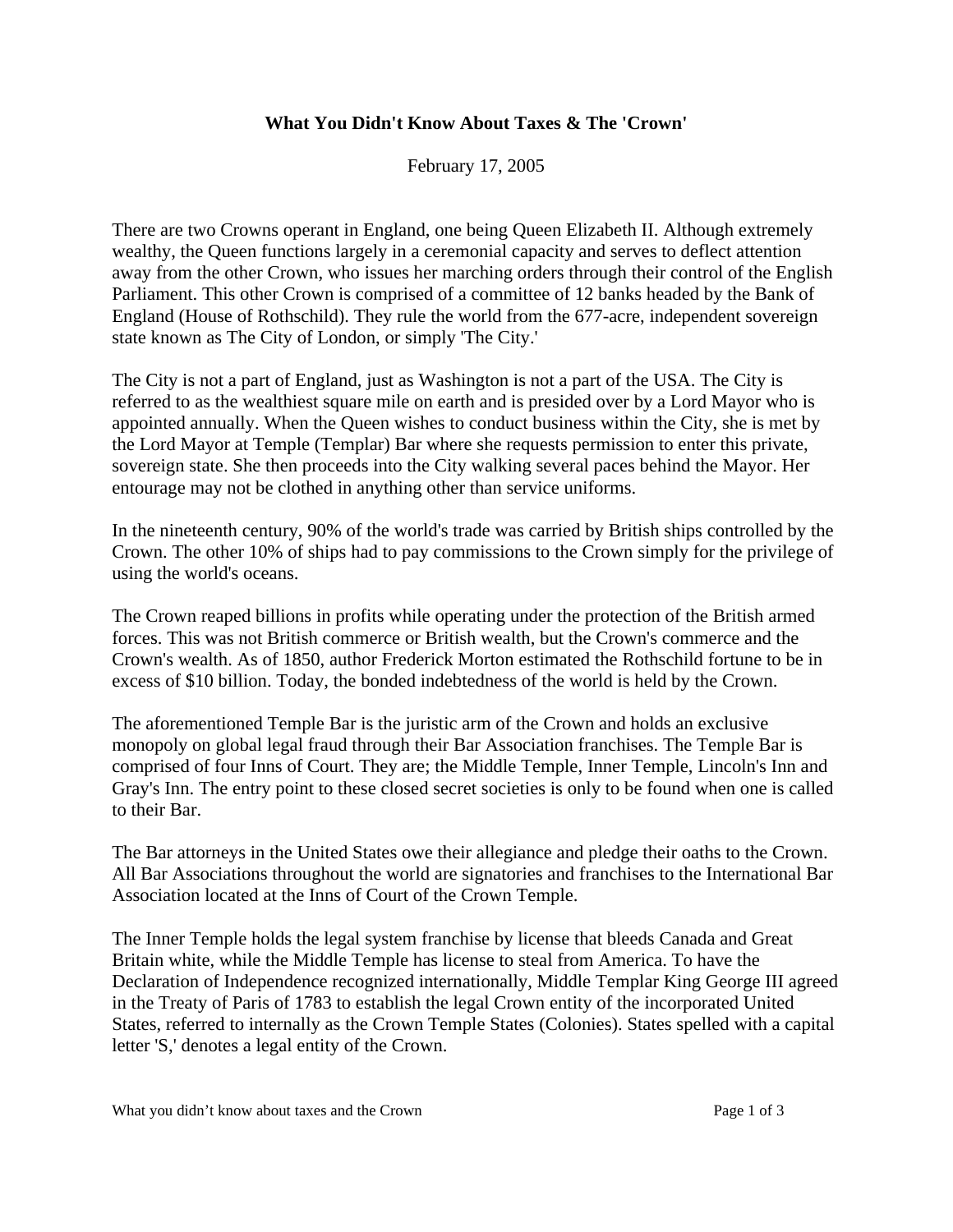# What You Didn't Know About Taxes & The 'Crown'

February 17, 2005

There are two Crowns operant in England, one being Queen Elizabeth II. Although extremely wealthy, the Queen functions largely in a ceremonial capacity and serves to deflect attention away from the other Crown, who issues her marching orders through their control of the English Parliament. This other Crown is comprised of a committee of 12 banks headed by the Bank of England (House of Rothschild). They rule the world from the 677-acre, independent sovereign state known as The City of London, or simply 'The City.'

The City is not a part of England, just as Washington is not a part of the USA. The City is referred to as the wealthiest square mile on earth and is presided over by a Lord Mayor who is appointed annually. When the Queen wishes to conduct business within the City, she is met by the Lord Mayor at Temple (Templar) Bar where she requests permission to enter this private, sovereign state. She then proceeds into the City walking several paces behind the Mayor. Her entourage may not be clothed in anything other than service uniforms.

In the nineteenth century, 90% of the world's trade was carried by British ships controlled by the Crown. The other 10% of ships had to pay commissions to the Crown simply for the privilege of using the world's oceans.

The Crown reaped billions in profits while operating under the protection of the British armed forces. This was not British commerce or British wealth, but the Crown's commerce and the Crown's wealth. As of 1850, author Frederick Morton estimated the Rothschild fortune to be in excess of $10 billion. Today, the bonded indebtedness of the world is held by the Crown.

The aforementioned Temple Bar is the juristic arm of the Crown and holds an exclusive monopoly on global legal fraud through their Bar Association franchises. The Temple Bar is comprised of four Inns of Court. They are; the Middle Temple, Inner Temple, Lincoln's Inn and Gray's Inn. The entry point to these closed secret societies is only to be found when one is called to their Bar.

The Bar attorneys in the United States owe their allegiance and pledge their oaths to the Crown. All Bar Associations throughout the world are signatories and franchises to the International Bar Association located at the Inns of Court of the Crown Temple.

The Inner Temple holds the legal system franchise by license that bleeds Canada and Great Britain white, while the Middle Temple has license to steal from America. To have the Declaration of Independence recognized internationally, Middle Templar King George III agreed in the Treaty of Paris of 1783 to establish the legal Crown entity of the incorporated United States, referred to internally as the Crown Temple States (Colonies). States spelled with a capital letter 'S,' denotes a legal entity of the Crown.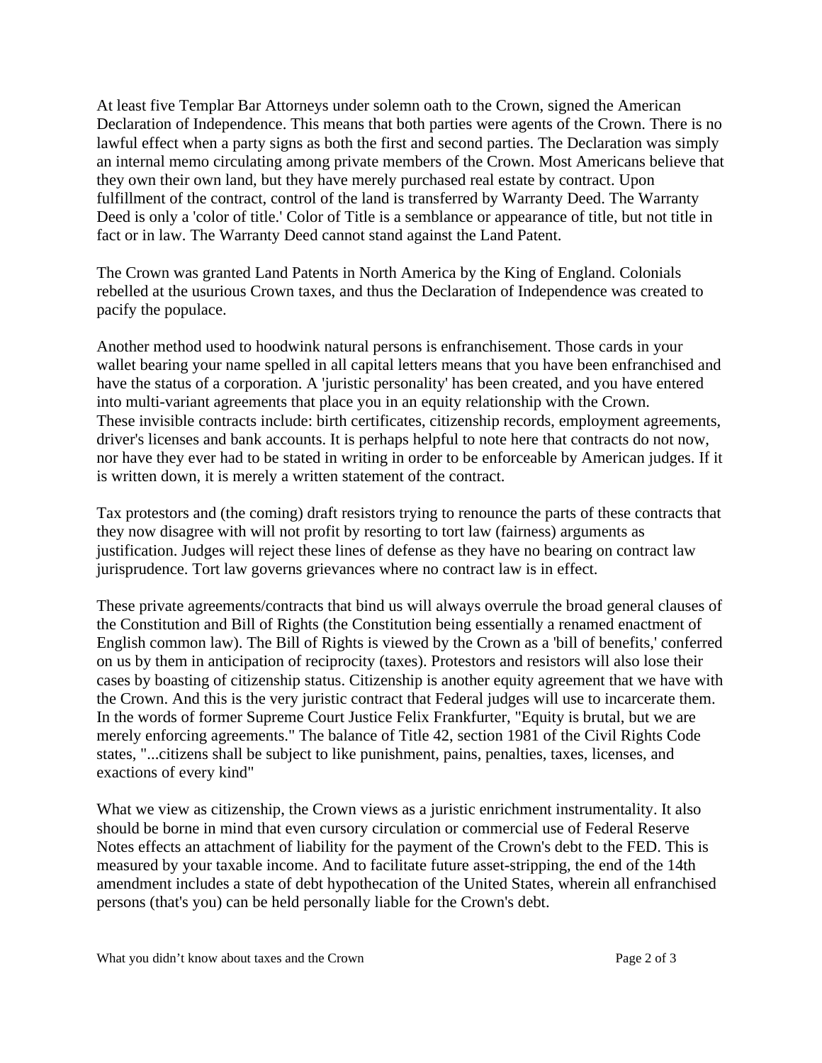At least five Templar Bar Attorneys under solemn oath to the Crown, signed the American Declaration of Independence. This means that both parties were agents of the Crown. There is no lawful effect when a party signs as both the first and second parties. The Declaration was simply an internal memo circulating among private members of the Crown. Most Americans believe that they own their own land, but they have merely purchased real estate by contract. Upon fulfillment of the contract, control of the land is transferred by Warranty Deed. The Warranty Deed is only a 'color of title.' Color of Title is a semblance or appearance of title, but not title in fact or in law. The Warranty Deed cannot stand against the Land Patent.

The Crown was granted Land Patents in North America by the King of England. Colonials rebelled at the usurious Crown taxes, and thus the Declaration of Independence was created to pacify the populace.

Another method used to hoodwink natural persons is enfranchisement. Those cards in your wallet bearing your name spelled in all capital letters means that you have been enfranchised and have the status of a corporation. A 'juristic personality' has been created, and you have entered into multi-variant agreements that place you in an equity relationship with the Crown. These invisible contracts include: birth certificates, citizenship records, employment agreements, driver's licenses and bank accounts. It is perhaps helpful to note here that contracts do not now, nor have they ever had to be stated in writing in order to be enforceable by American judges. If it is written down, it is merely a written statement of the contract.

Tax protestors and (the coming) draft resistors trying to renounce the parts of these contracts that they now disagree with will not profit by resorting to tort law (fairness) arguments as justification. Judges will reject these lines of defense as they have no bearing on contract law jurisprudence. Tort law governs grievances where no contract law is in effect.

These private agreements/contracts that bind us will always overrule the broad general clauses of the Constitution and Bill of Rights (the Constitution being essentially a renamed enactment of English common law). The Bill of Rights is viewed by the Crown as a 'bill of benefits,' conferred on us by them in anticipation of reciprocity (taxes). Protestors and resistors will also lose their cases by boasting of citizenship status. Citizenship is another equity agreement that we have with the Crown. And this is the very juristic contract that Federal judges will use to incarcerate them. In the words of former Supreme Court Justice Felix Frankfurter, "Equity is brutal, but we are merely enforcing agreements." The balance of Title 42, section 1981 of the Civil Rights Code states, "...citizens shall be subject to like punishment, pains, penalties, taxes, licenses, and exactions of every kind"

What we view as citizenship, the Crown views as a juristic enrichment instrumentality. It also should be borne in mind that even cursory circulation or commercial use of Federal Reserve Notes effects an attachment of liability for the payment of the Crown's debt to the FED. This is measured by your taxable income. And to facilitate future asset-stripping, the end of the 14th amendment includes a state of debt hypothecation of the United States, wherein all enfranchised persons (that's you) can be held personally liable for the Crown's debt.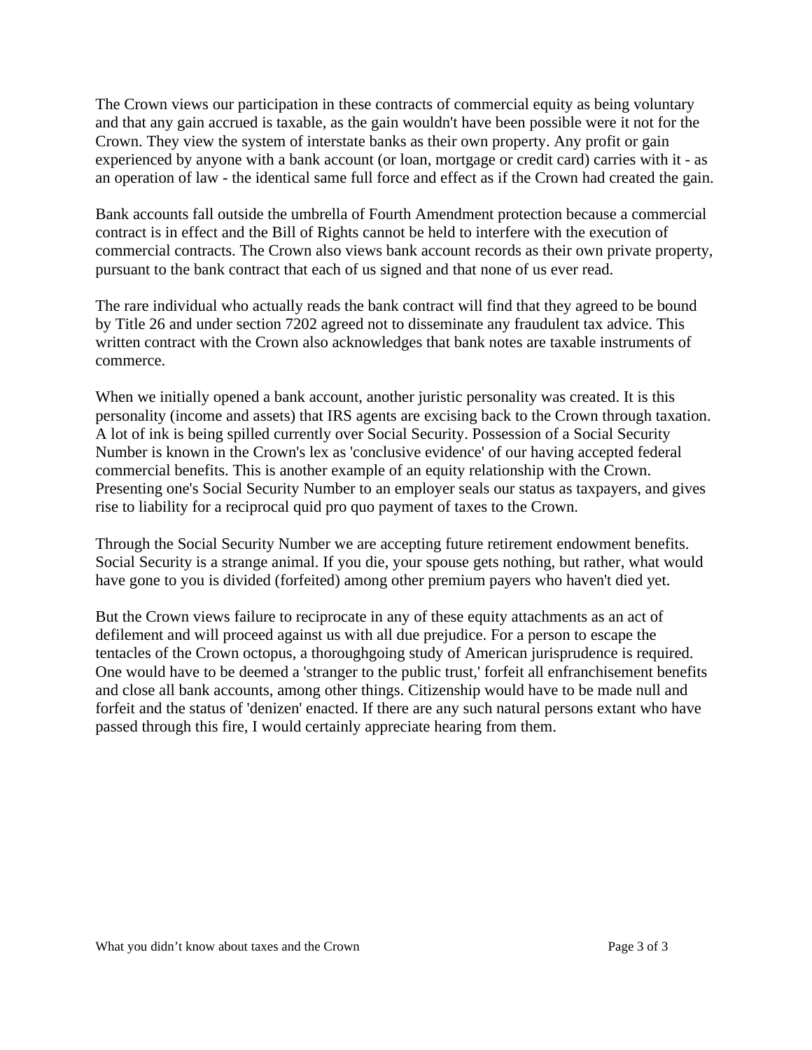The Crown views our participation in these contracts of commercial equity as being voluntary and that any gain accrued is taxable, as the gain wouldn't have been possible were it not for the Crown. They view the system of interstate banks as their own property. Any profit or gain experienced by anyone with a bank account (or loan, mortgage or credit card) carries with it - as an operation of law - the identical same full force and effect as if the Crown had created the gain.

Bank accounts fall outside the umbrella of Fourth Amendment protection because a commercial contract is in effect and the Bill of Rights cannot be held to interfere with the execution of commercial contracts. The Crown also views bank account records as their own private property, pursuant to the bank contract that each of us signed and that none of us ever read.

The rare individual who actually reads the bank contract will find that they agreed to be bound by Title 26 and under section 7202 agreed not to disseminate any fraudulent tax advice. This written contract with the Crown also acknowledges that bank notes are taxable instruments of commerce.

When we initially opened a bank account, another juristic personality was created. It is this personality (income and assets) that IRS agents are excising back to the Crown through taxation. A lot of ink is being spilled currently over Social Security. Possession of a Social Security Number is known in the Crown's lex as 'conclusive evidence' of our having accepted federal commercial benefits. This is another example of an equity relationship with the Crown. Presenting one's Social Security Number to an employer seals our status as taxpayers, and gives rise to liability for a reciprocal quid pro quo payment of taxes to the Crown.

Through the Social Security Number we are accepting future retirement endowment benefits. Social Security is a strange animal. If you die, your spouse gets nothing, but rather, what would have gone to you is divided (forfeited) among other premium payers who haven't died yet.

But the Crown views failure to reciprocate in any of these equity attachments as an act of defilement and will proceed against us with all due prejudice. For a person to escape the tentacles of the Crown octopus, a thoroughgoing study of American jurisprudence is required. One would have to be deemed a 'stranger to the public trust,' forfeit all enfranchisement benefits and close all bank accounts, among other things. Citizenship would have to be made null and forfeit and the status of 'denizen' enacted. If there are any such natural persons extant who have passed through this fire, I would certainly appreciate hearing from them.